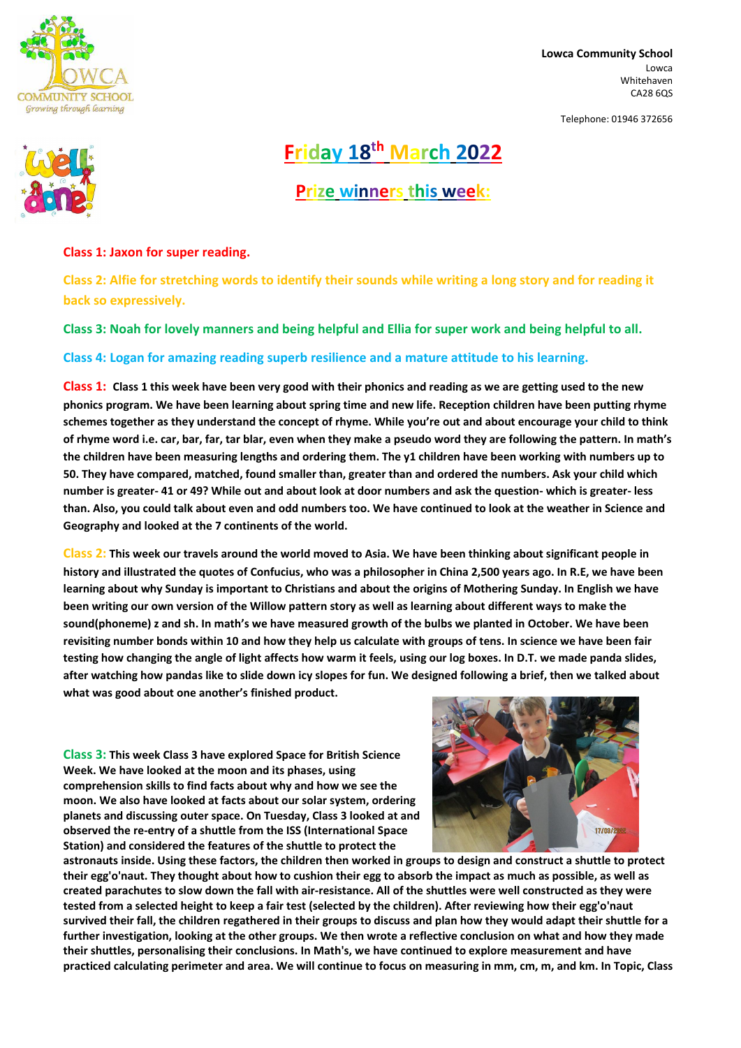**Lowca Community School**
Lowca
Whitehaven
CA28 6QS

Telephone: 01946 372656

# Friday 18th March 2022

## Prize winners this week:

**Class 1: Jaxon for super reading.**

**Class 2: Alfie for stretching words to identify their sounds while writing a long story and for reading it back so expressively.**

**Class 3: Noah for lovely manners and being helpful and Ellia for super work and being helpful to all.**

**Class 4: Logan for amazing reading superb resilience and a mature attitude to his learning.**

**Class 1: Class 1 this week have been very good with their phonics and reading as we are getting used to the new phonics program. We have been learning about spring time and new life. Reception children have been putting rhyme schemes together as they understand the concept of rhyme. While you're out and about encourage your child to think of rhyme word i.e. car, bar, far, tar blar, even when they make a pseudo word they are following the pattern. In math's the children have been measuring lengths and ordering them. The y1 children have been working with numbers up to 50. They have compared, matched, found smaller than, greater than and ordered the numbers. Ask your child which number is greater- 41 or 49? While out and about look at door numbers and ask the question- which is greater- less than. Also, you could talk about even and odd numbers too. We have continued to look at the weather in Science and Geography and looked at the 7 continents of the world.**

**Class 2: This week our travels around the world moved to Asia. We have been thinking about significant people in history and illustrated the quotes of Confucius, who was a philosopher in China 2,500 years ago. In R.E, we have been learning about why Sunday is important to Christians and about the origins of Mothering Sunday. In English we have been writing our own version of the Willow pattern story as well as learning about different ways to make the sound(phoneme) z and sh. In math's we have measured growth of the bulbs we planted in October. We have been revisiting number bonds within 10 and how they help us calculate with groups of tens. In science we have been fair testing how changing the angle of light affects how warm it feels, using our log boxes. In D.T. we made panda slides, after watching how pandas like to slide down icy slopes for fun. We designed following a brief, then we talked about what was good about one another's finished product.**

**Class 3: This week Class 3 have explored Space for British Science Week. We have looked at the moon and its phases, using comprehension skills to find facts about why and how we see the moon. We also have looked at facts about our solar system, ordering planets and discussing outer space. On Tuesday, Class 3 looked at and observed the re-entry of a shuttle from the ISS (International Space Station) and considered the features of the shuttle to protect the astronauts inside. Using these factors, the children then worked in groups to design and construct a shuttle to protect their egg'o'naut. They thought about how to cushion their egg to absorb the impact as much as possible, as well as created parachutes to slow down the fall with air-resistance. All of the shuttles were well constructed as they were tested from a selected height to keep a fair test (selected by the children). After reviewing how their egg'o'naut survived their fall, the children regathered in their groups to discuss and plan how they would adapt their shuttle for a further investigation, looking at the other groups. We then wrote a reflective conclusion on what and how they made their shuttles, personalising their conclusions. In Math's, we have continued to explore measurement and have practiced calculating perimeter and area. We will continue to focus on measuring in mm, cm, m, and km. In Topic, Class**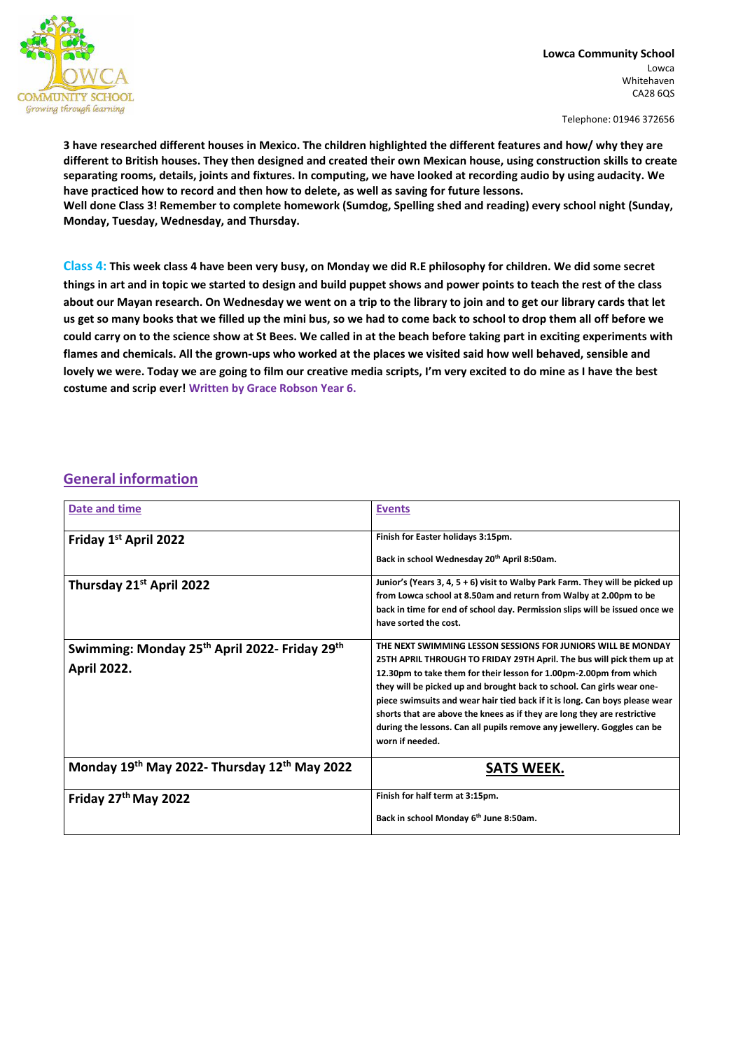3 have researched different houses in Mexico. The children highlighted the different features and how/ why they are different to British houses. They then designed and created their own Mexican house, using construction skills to create separating rooms, details, joints and fixtures. In computing, we have looked at recording audio by using audacity. We have practiced how to record and then how to delete, as well as saving for future lessons.
Well done Class 3! Remember to complete homework (Sumdog, Spelling shed and reading) every school night (Sunday, Monday, Tuesday, Wednesday, and Thursday.

**Class 4:** This week class 4 have been very busy, on Monday we did R.E philosophy for children. We did some secret things in art and in topic we started to design and build puppet shows and power points to teach the rest of the class about our Mayan research. On Wednesday we went on a trip to the library to join and to get our library cards that let us get so many books that we filled up the mini bus, so we had to come back to school to drop them all off before we could carry on to the science show at St Bees. We called in at the beach before taking part in exciting experiments with flames and chemicals. All the grown-ups who worked at the places we visited said how well behaved, sensible and lovely we were. Today we are going to film our creative media scripts, I'm very excited to do mine as I have the best costume and scrip ever! **Written by Grace Robson Year 6.**

## General information

| Date and time | Events |
|---|---|
| Friday 1st April 2022 | Finish for Easter holidays 3:15pm.<br><br>Back in school Wednesday 20th April 8:50am. |
| Thursday 21st April 2022 | Junior's (Years 3, 4, 5 + 6) visit to Walby Park Farm. They will be picked up from Lowca school at 8.50am and return from Walby at 2.00pm to be back in time for end of school day. Permission slips will be issued once we have sorted the cost. |
| Swimming: Monday 25th April 2022- Friday 29th April 2022. | THE NEXT SWIMMING LESSON SESSIONS FOR JUNIORS WILL BE MONDAY 25TH APRIL THROUGH TO FRIDAY 29TH April. The bus will pick them up at 12.30pm to take them for their lesson for 1.00pm-2.00pm from which they will be picked up and brought back to school. Can girls wear one-piece swimsuits and wear hair tied back if it is long. Can boys please wear shorts that are above the knees as if they are long they are restrictive during the lessons. Can all pupils remove any jewellery. Goggles can be worn if needed. |
| Monday 19th May 2022- Thursday 12th May 2022 | **SATS WEEK.** |
| Friday 27th May 2022 | Finish for half term at 3:15pm.<br><br>Back in school Monday 6th June 8:50am. |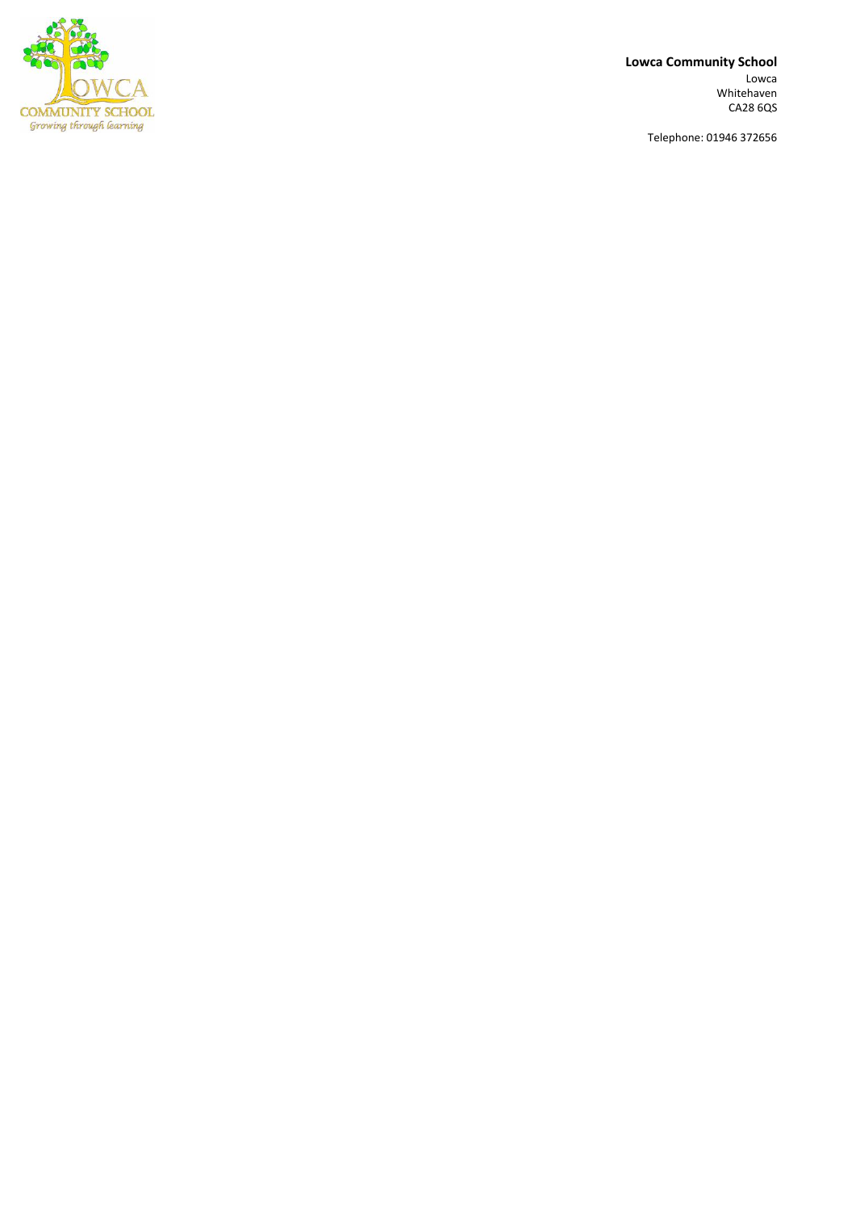**Lowca Community School**
Lowca
Whitehaven
CA28 6QS

Telephone: 01946 372656